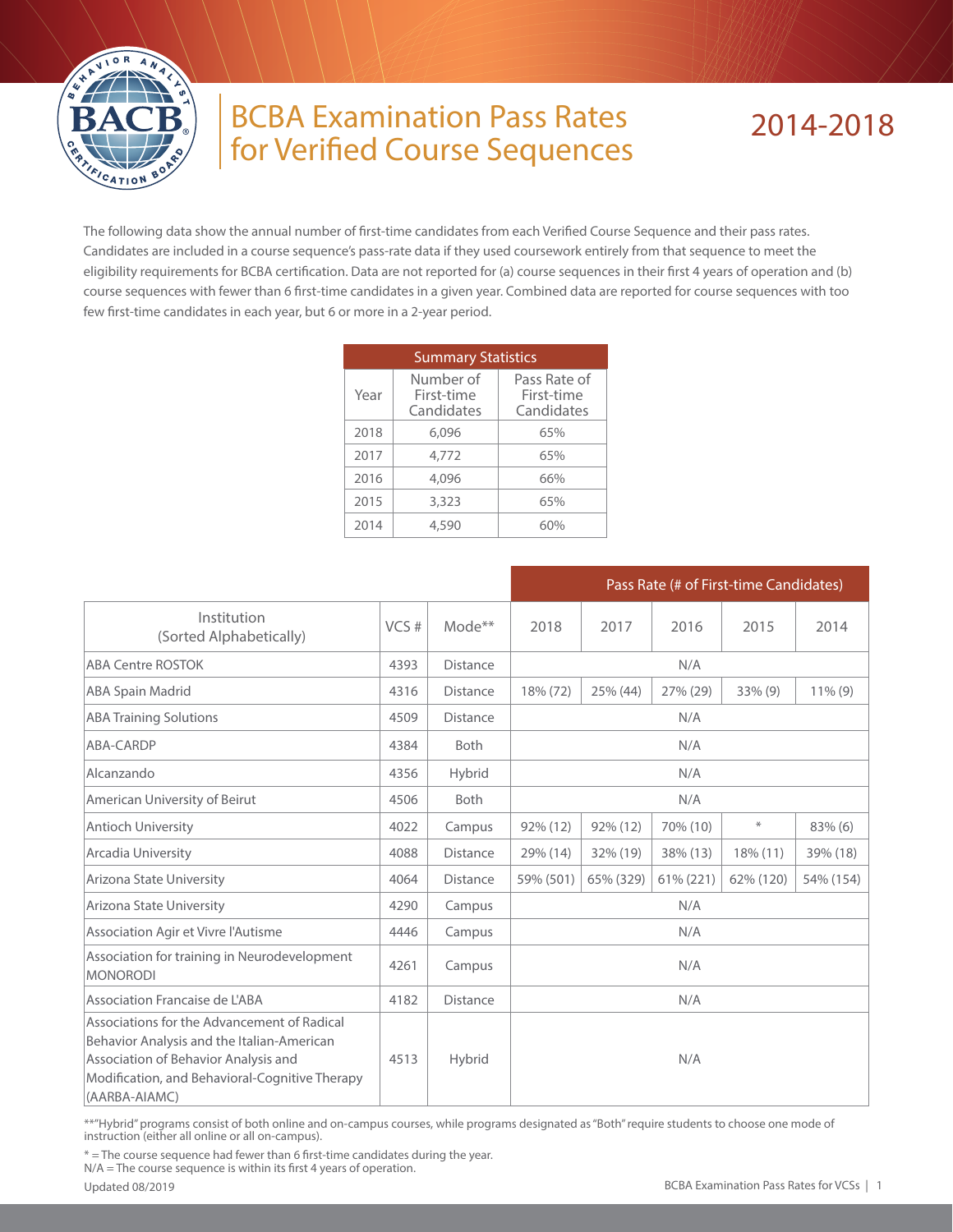# BCBA Examination Pass Rates for Verified Course Sequences

## 2014-2018

The following data show the annual number of first-time candidates from each Verified Course Sequence and their pass rates. Candidates are included in a course sequence's pass-rate data if they used coursework entirely from that sequence to meet the eligibility requirements for BCBA certification. Data are not reported for (a) course sequences in their first 4 years of operation and (b) course sequences with fewer than 6 first-time candidates in a given year. Combined data are reported for course sequences with too few first-time candidates in each year, but 6 or more in a 2-year period.

| Summary Statistics | | |
|---|---|---|
| Year | Number of First-time Candidates | Pass Rate of First-time Candidates |
| 2018 | 6,096 | 65% |
| 2017 | 4,772 | 65% |
| 2016 | 4,096 | 66% |
| 2015 | 3,323 | 65% |
| 2014 | 4,590 | 60% |

| | | | Pass Rate (# of First-time Candidates) | | | | |
|---|---|---|---|---|---|---|---|
| Institution (Sorted Alphabetically) | VCS # | Mode** | 2018 | 2017 | 2016 | 2015 | 2014 |
| ABA Centre ROSTOK | 4393 | Distance | N/A | | | | |
| ABA Spain Madrid | 4316 | Distance | 18% (72) | 25% (44) | 27% (29) | 33% (9) | 11% (9) |
| ABA Training Solutions | 4509 | Distance | N/A | | | | |
| ABA-CARDP | 4384 | Both | N/A | | | | |
| Alcanzando | 4356 | Hybrid | N/A | | | | |
| American University of Beirut | 4506 | Both | N/A | | | | |
| Antioch University | 4022 | Campus | 92% (12) | 92% (12) | 70% (10) | * | 83% (6) |
| Arcadia University | 4088 | Distance | 29% (14) | 32% (19) | 38% (13) | 18% (11) | 39% (18) |
| Arizona State University | 4064 | Distance | 59% (501) | 65% (329) | 61% (221) | 62% (120) | 54% (154) |
| Arizona State University | 4290 | Campus | N/A | | | | |
| Association Agir et Vivre l'Autisme | 4446 | Campus | N/A | | | | |
| Association for training in Neurodevelopment MONORODI | 4261 | Campus | N/A | | | | |
| Association Francaise de L'ABA | 4182 | Distance | N/A | | | | |
| Associations for the Advancement of Radical Behavior Analysis and the Italian-American Association of Behavior Analysis and Modification, and Behavioral-Cognitive Therapy (AARBA-AIAMC) | 4513 | Hybrid | N/A | | | | |

**"Hybrid" programs consist of both online and on-campus courses, while programs designated as "Both" require students to choose one mode of instruction (either all online or all on-campus).

* = The course sequence had fewer than 6 first-time candidates during the year.
N/A = The course sequence is within its first 4 years of operation.

Updated 08/2019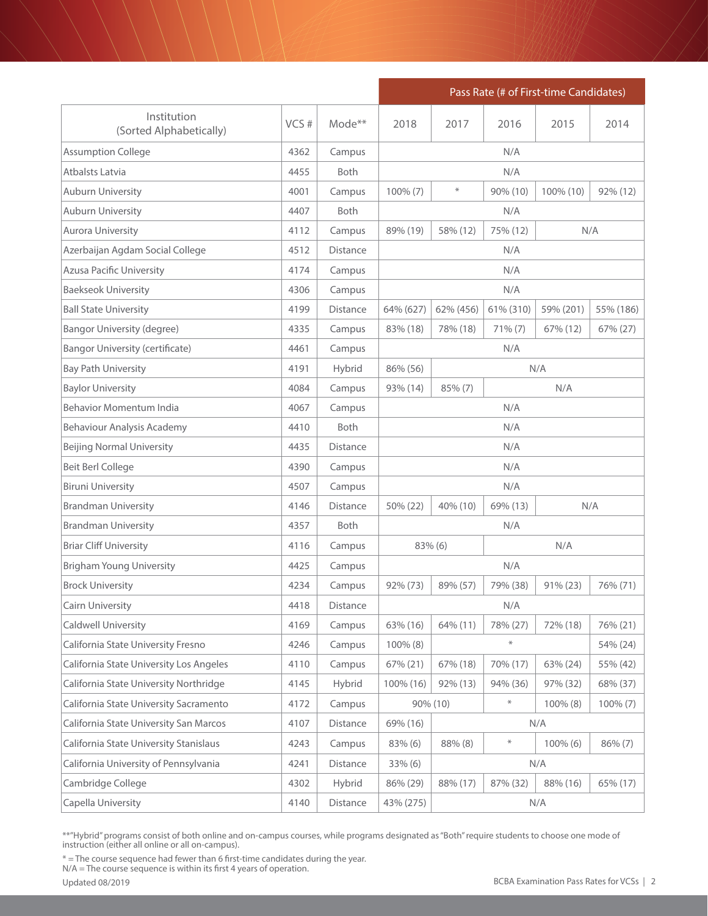| Institution (Sorted Alphabetically) | VCS # | Mode** | Pass Rate (# of First-time Candidates) | | | | |
|---|---|---|---|---|---|---|---|
| | | | 2018 | 2017 | 2016 | 2015 | 2014 |
| Assumption College | 4362 | Campus | N/A | | | | |
| Atbalsts Latvia | 4455 | Both | N/A | | | | |
| Auburn University | 4001 | Campus | 100% (7) | * | 90% (10) | 100% (10) | 92% (12) |
| Auburn University | 4407 | Both | N/A | | | | |
| Aurora University | 4112 | Campus | 89% (19) | 58% (12) | 75% (12) | N/A | |
| Azerbaijan Agdam Social College | 4512 | Distance | N/A | | | | |
| Azusa Pacific University | 4174 | Campus | N/A | | | | |
| Baekseok University | 4306 | Campus | N/A | | | | |
| Ball State University | 4199 | Distance | 64% (627) | 62% (456) | 61% (310) | 59% (201) | 55% (186) |
| Bangor University (degree) | 4335 | Campus | 83% (18) | 78% (18) | 71% (7) | 67% (12) | 67% (27) |
| Bangor University (certificate) | 4461 | Campus | N/A | | | | |
| Bay Path University | 4191 | Hybrid | 86% (56) | N/A | | | |
| Baylor University | 4084 | Campus | 93% (14) | 85% (7) | N/A | | |
| Behavior Momentum India | 4067 | Campus | N/A | | | | |
| Behaviour Analysis Academy | 4410 | Both | N/A | | | | |
| Beijing Normal University | 4435 | Distance | N/A | | | | |
| Beit Berl College | 4390 | Campus | N/A | | | | |
| Biruni University | 4507 | Campus | N/A | | | | |
| Brandman University | 4146 | Distance | 50% (22) | 40% (10) | 69% (13) | N/A | |
| Brandman University | 4357 | Both | N/A | | | | |
| Briar Cliff University | 4116 | Campus | 83% (6) | | N/A | | |
| Brigham Young University | 4425 | Campus | N/A | | | | |
| Brock University | 4234 | Campus | 92% (73) | 89% (57) | 79% (38) | 91% (23) | 76% (71) |
| Cairn University | 4418 | Distance | N/A | | | | |
| Caldwell University | 4169 | Campus | 63% (16) | 64% (11) | 78% (27) | 72% (18) | 76% (21) |
| California State University Fresno | 4246 | Campus | 100% (8) | * | | | 54% (24) |
| California State University Los Angeles | 4110 | Campus | 67% (21) | 67% (18) | 70% (17) | 63% (24) | 55% (42) |
| California State University Northridge | 4145 | Hybrid | 100% (16) | 92% (13) | 94% (36) | 97% (32) | 68% (37) |
| California State University Sacramento | 4172 | Campus | 90% (10) | | * | 100% (8) | 100% (7) |
| California State University San Marcos | 4107 | Distance | 69% (16) | N/A | | | |
| California State University Stanislaus | 4243 | Campus | 83% (6) | 88% (8) | * | 100% (6) | 86% (7) |
| California University of Pennsylvania | 4241 | Distance | 33% (6) | N/A | | | |
| Cambridge College | 4302 | Hybrid | 86% (29) | 88% (17) | 87% (32) | 88% (16) | 65% (17) |
| Capella University | 4140 | Distance | 43% (275) | N/A | | | |

**"Hybrid" programs consist of both online and on-campus courses, while programs designated as "Both" require students to choose one mode of instruction (either all online or all on-campus).

* = The course sequence had fewer than 6 first-time candidates during the year.
N/A = The course sequence is within its first 4 years of operation.

Updated 08/2019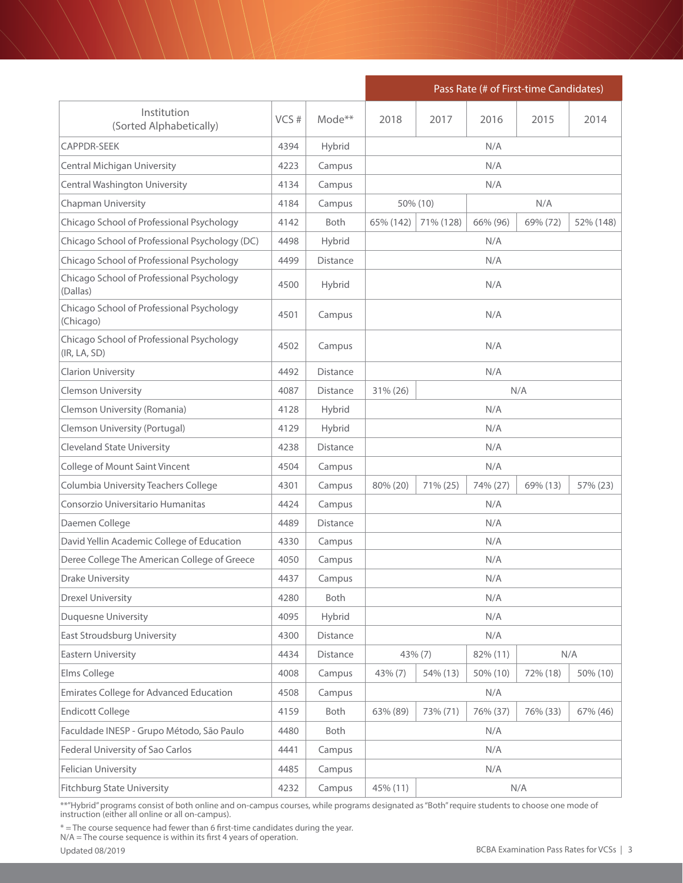| Institution (Sorted Alphabetically) | VCS # | Mode** | Pass Rate (# of First-time Candidates) | | | | |
|---|---|---|---|---|---|---|---|
| | | | 2018 | 2017 | 2016 | 2015 | 2014 |
| CAPPDR-SEEK | 4394 | Hybrid | N/A | | | | |
| Central Michigan University | 4223 | Campus | N/A | | | | |
| Central Washington University | 4134 | Campus | N/A | | | | |
| Chapman University | 4184 | Campus | 50% (10) | | N/A | | |
| Chicago School of Professional Psychology | 4142 | Both | 65% (142) | 71% (128) | 66% (96) | 69% (72) | 52% (148) |
| Chicago School of Professional Psychology (DC) | 4498 | Hybrid | N/A | | | | |
| Chicago School of Professional Psychology | 4499 | Distance | N/A | | | | |
| Chicago School of Professional Psychology (Dallas) | 4500 | Hybrid | N/A | | | | |
| Chicago School of Professional Psychology (Chicago) | 4501 | Campus | N/A | | | | |
| Chicago School of Professional Psychology (IR, LA, SD) | 4502 | Campus | N/A | | | | |
| Clarion University | 4492 | Distance | N/A | | | | |
| Clemson University | 4087 | Distance | 31% (26) | N/A | | | |
| Clemson University (Romania) | 4128 | Hybrid | N/A | | | | |
| Clemson University (Portugal) | 4129 | Hybrid | N/A | | | | |
| Cleveland State University | 4238 | Distance | N/A | | | | |
| College of Mount Saint Vincent | 4504 | Campus | N/A | | | | |
| Columbia University Teachers College | 4301 | Campus | 80% (20) | 71% (25) | 74% (27) | 69% (13) | 57% (23) |
| Consorzio Universitario Humanitas | 4424 | Campus | N/A | | | | |
| Daemen College | 4489 | Distance | N/A | | | | |
| David Yellin Academic College of Education | 4330 | Campus | N/A | | | | |
| Deree College The American College of Greece | 4050 | Campus | N/A | | | | |
| Drake University | 4437 | Campus | N/A | | | | |
| Drexel University | 4280 | Both | N/A | | | | |
| Duquesne University | 4095 | Hybrid | N/A | | | | |
| East Stroudsburg University | 4300 | Distance | N/A | | | | |
| Eastern University | 4434 | Distance | 43% (7) | | 82% (11) | N/A | |
| Elms College | 4008 | Campus | 43% (7) | 54% (13) | 50% (10) | 72% (18) | 50% (10) |
| Emirates College for Advanced Education | 4508 | Campus | N/A | | | | |
| Endicott College | 4159 | Both | 63% (89) | 73% (71) | 76% (37) | 76% (33) | 67% (46) |
| Faculdade INESP - Grupo Método, São Paulo | 4480 | Both | N/A | | | | |
| Federal University of Sao Carlos | 4441 | Campus | N/A | | | | |
| Felician University | 4485 | Campus | N/A | | | | |
| Fitchburg State University | 4232 | Campus | 45% (11) | N/A | | | |

**"Hybrid" programs consist of both online and on-campus courses, while programs designated as "Both" require students to choose one mode of instruction (either all online or all on-campus).

* = The course sequence had fewer than 6 first-time candidates during the year.
N/A = The course sequence is within its first 4 years of operation.

Updated 08/2019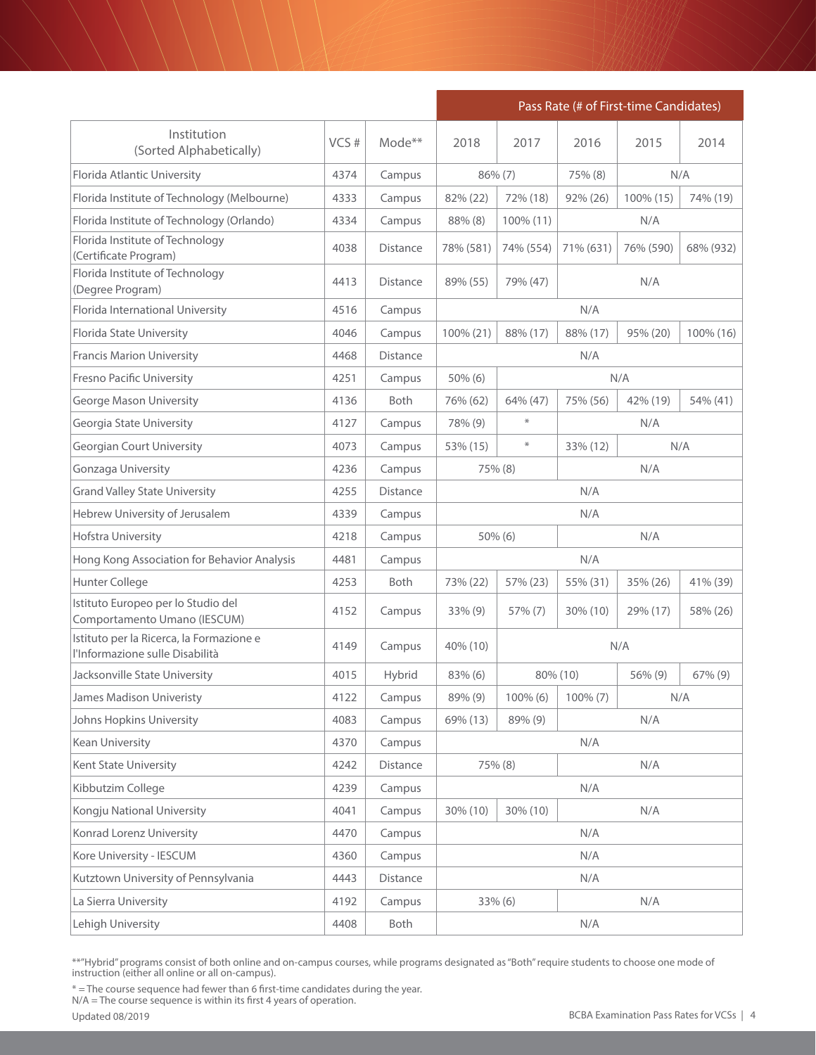| Institution (Sorted Alphabetically) | VCS # | Mode** | Pass Rate (# of First-time Candidates) | | | | |
|---|---|---|---|---|---|---|---|
| | | | 2018 | 2017 | 2016 | 2015 | 2014 |
| Florida Atlantic University | 4374 | Campus | 86% (7) | | 75% (8) | N/A | |
| Florida Institute of Technology (Melbourne) | 4333 | Campus | 82% (22) | 72% (18) | 92% (26) | 100% (15) | 74% (19) |
| Florida Institute of Technology (Orlando) | 4334 | Campus | 88% (8) | 100% (11) | N/A | | |
| Florida Institute of Technology (Certificate Program) | 4038 | Distance | 78% (581) | 74% (554) | 71% (631) | 76% (590) | 68% (932) |
| Florida Institute of Technology (Degree Program) | 4413 | Distance | 89% (55) | 79% (47) | N/A | | |
| Florida International University | 4516 | Campus | N/A | | | | |
| Florida State University | 4046 | Campus | 100% (21) | 88% (17) | 88% (17) | 95% (20) | 100% (16) |
| Francis Marion University | 4468 | Distance | N/A | | | | |
| Fresno Pacific University | 4251 | Campus | 50% (6) | N/A | | | |
| George Mason University | 4136 | Both | 76% (62) | 64% (47) | 75% (56) | 42% (19) | 54% (41) |
| Georgia State University | 4127 | Campus | 78% (9) | * | N/A | | |
| Georgian Court University | 4073 | Campus | 53% (15) | * | 33% (12) | N/A | |
| Gonzaga University | 4236 | Campus | 75% (8) | | N/A | | |
| Grand Valley State University | 4255 | Distance | N/A | | | | |
| Hebrew University of Jerusalem | 4339 | Campus | N/A | | | | |
| Hofstra University | 4218 | Campus | 50% (6) | | N/A | | |
| Hong Kong Association for Behavior Analysis | 4481 | Campus | N/A | | | | |
| Hunter College | 4253 | Both | 73% (22) | 57% (23) | 55% (31) | 35% (26) | 41% (39) |
| Istituto Europeo per lo Studio del Comportamento Umano (IESCUM) | 4152 | Campus | 33% (9) | 57% (7) | 30% (10) | 29% (17) | 58% (26) |
| Istituto per la Ricerca, la Formazione e l'Informazione sulle Disabilità | 4149 | Campus | 40% (10) | N/A | | | |
| Jacksonville State University | 4015 | Hybrid | 83% (6) | 80% (10) | | 56% (9) | 67% (9) |
| James Madison Univeristy | 4122 | Campus | 89% (9) | 100% (6) | 100% (7) | N/A | |
| Johns Hopkins University | 4083 | Campus | 69% (13) | 89% (9) | N/A | | |
| Kean University | 4370 | Campus | N/A | | | | |
| Kent State University | 4242 | Distance | 75% (8) | | N/A | | |
| Kibbutzim College | 4239 | Campus | N/A | | | | |
| Kongju National University | 4041 | Campus | 30% (10) | 30% (10) | N/A | | |
| Konrad Lorenz University | 4470 | Campus | N/A | | | | |
| Kore University - IESCUM | 4360 | Campus | N/A | | | | |
| Kutztown University of Pennsylvania | 4443 | Distance | N/A | | | | |
| La Sierra University | 4192 | Campus | 33% (6) | | N/A | | |
| Lehigh University | 4408 | Both | N/A | | | | |

**"Hybrid" programs consist of both online and on-campus courses, while programs designated as "Both" require students to choose one mode of instruction (either all online or all on-campus).

* = The course sequence had fewer than 6 first-time candidates during the year.
N/A = The course sequence is within its first 4 years of operation.

Updated 08/2019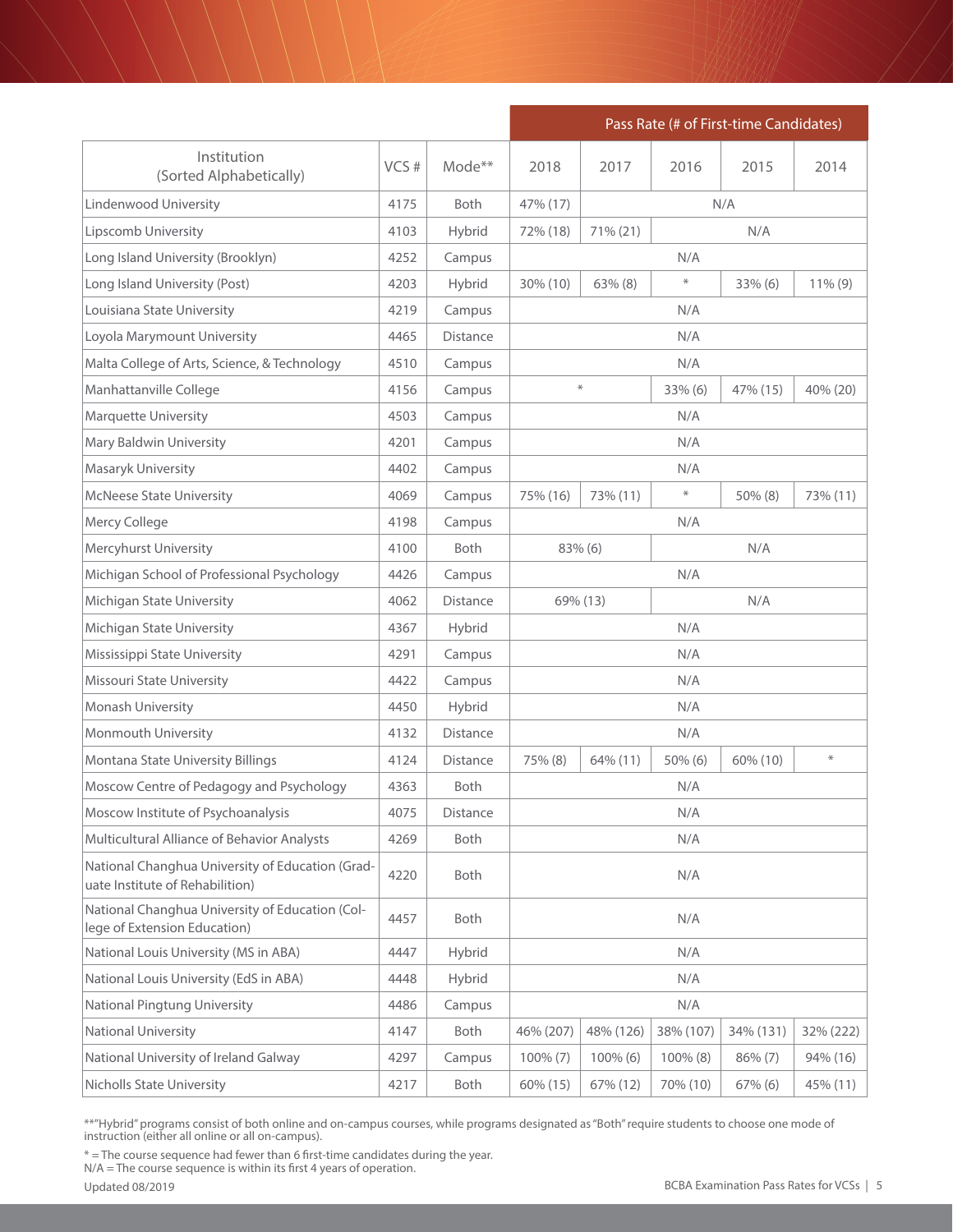| Institution (Sorted Alphabetically) | VCS # | Mode** | Pass Rate (# of First-time Candidates) | | | | |
|---|---|---|---|---|---|---|---|
| | | | 2018 | 2017 | 2016 | 2015 | 2014 |
| Lindenwood University | 4175 | Both | 47% (17) | N/A | | | |
| Lipscomb University | 4103 | Hybrid | 72% (18) | 71% (21) | N/A | | |
| Long Island University (Brooklyn) | 4252 | Campus | N/A | | | | |
| Long Island University (Post) | 4203 | Hybrid | 30% (10) | 63% (8) | * | 33% (6) | 11% (9) |
| Louisiana State University | 4219 | Campus | N/A | | | | |
| Loyola Marymount University | 4465 | Distance | N/A | | | | |
| Malta College of Arts, Science, & Technology | 4510 | Campus | N/A | | | | |
| Manhattanville College | 4156 | Campus | * | | 33% (6) | 47% (15) | 40% (20) |
| Marquette University | 4503 | Campus | N/A | | | | |
| Mary Baldwin University | 4201 | Campus | N/A | | | | |
| Masaryk University | 4402 | Campus | N/A | | | | |
| McNeese State University | 4069 | Campus | 75% (16) | 73% (11) | * | 50% (8) | 73% (11) |
| Mercy College | 4198 | Campus | N/A | | | | |
| Mercyhurst University | 4100 | Both | 83% (6) | | N/A | | |
| Michigan School of Professional Psychology | 4426 | Campus | N/A | | | | |
| Michigan State University | 4062 | Distance | 69% (13) | | N/A | | |
| Michigan State University | 4367 | Hybrid | N/A | | | | |
| Mississippi State University | 4291 | Campus | N/A | | | | |
| Missouri State University | 4422 | Campus | N/A | | | | |
| Monash University | 4450 | Hybrid | N/A | | | | |
| Monmouth University | 4132 | Distance | N/A | | | | |
| Montana State University Billings | 4124 | Distance | 75% (8) | 64% (11) | 50% (6) | 60% (10) | * |
| Moscow Centre of Pedagogy and Psychology | 4363 | Both | N/A | | | | |
| Moscow Institute of Psychoanalysis | 4075 | Distance | N/A | | | | |
| Multicultural Alliance of Behavior Analysts | 4269 | Both | N/A | | | | |
| National Changhua University of Education (Graduate Institute of Rehabilition) | 4220 | Both | N/A | | | | |
| National Changhua University of Education (College of Extension Education) | 4457 | Both | N/A | | | | |
| National Louis University (MS in ABA) | 4447 | Hybrid | N/A | | | | |
| National Louis University (EdS in ABA) | 4448 | Hybrid | N/A | | | | |
| National Pingtung University | 4486 | Campus | N/A | | | | |
| National University | 4147 | Both | 46% (207) | 48% (126) | 38% (107) | 34% (131) | 32% (222) |
| National University of Ireland Galway | 4297 | Campus | 100% (7) | 100% (6) | 100% (8) | 86% (7) | 94% (16) |
| Nicholls State University | 4217 | Both | 60% (15) | 67% (12) | 70% (10) | 67% (6) | 45% (11) |

**"Hybrid" programs consist of both online and on-campus courses, while programs designated as "Both" require students to choose one mode of instruction (either all online or all on-campus).

* = The course sequence had fewer than 6 first-time candidates during the year.
N/A = The course sequence is within its first 4 years of operation.

Updated 08/2019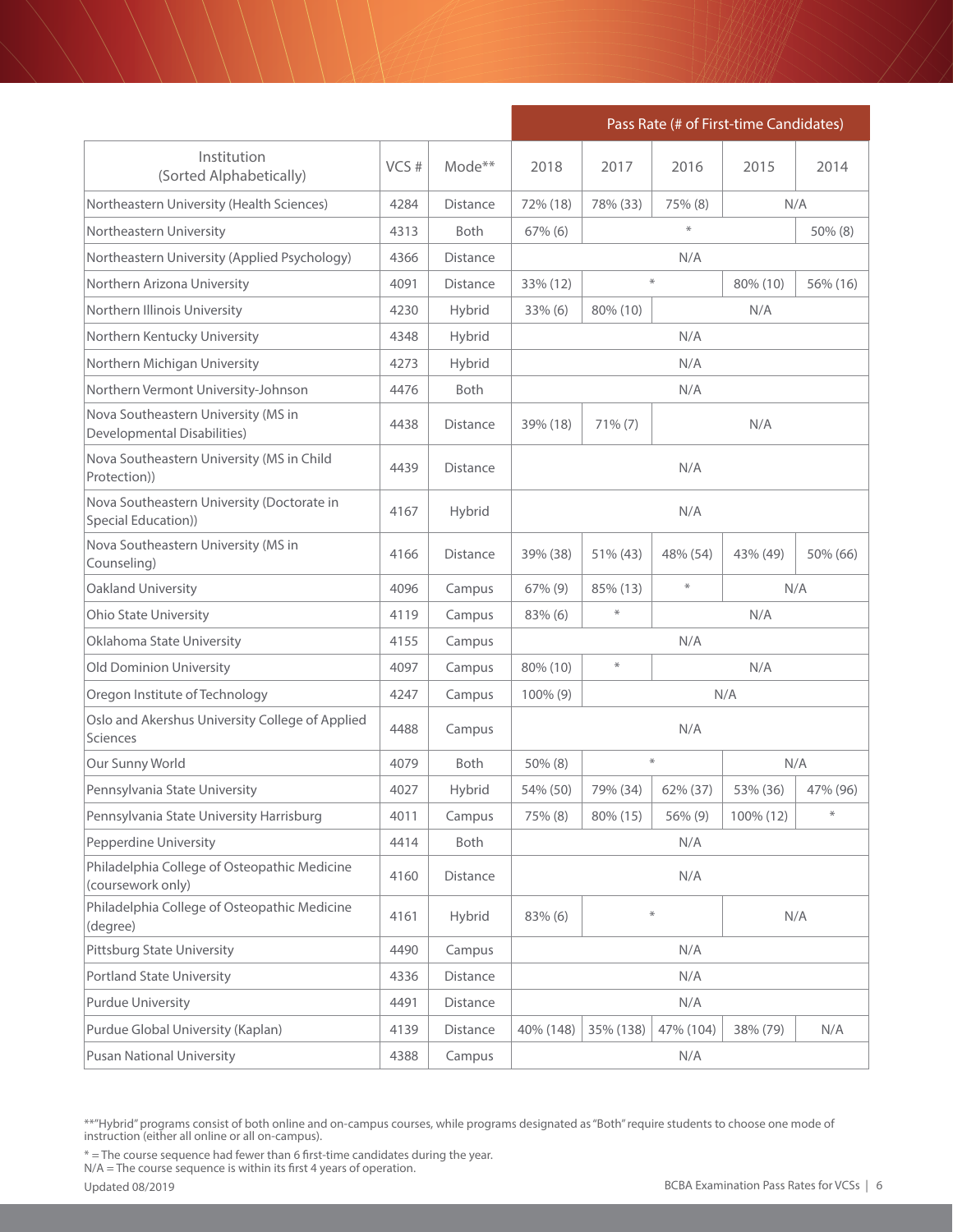| Institution (Sorted Alphabetically) | VCS # | Mode** | Pass Rate (# of First-time Candidates) | | | | |
|---|---|---|---|---|---|---|---|
| | | | 2018 | 2017 | 2016 | 2015 | 2014 |
| Northeastern University (Health Sciences) | 4284 | Distance | 72% (18) | 78% (33) | 75% (8) | N/A | |
| Northeastern University | 4313 | Both | 67% (6) | * | | | 50% (8) |
| Northeastern University (Applied Psychology) | 4366 | Distance | N/A | | | | |
| Northern Arizona University | 4091 | Distance | 33% (12) | * | | 80% (10) | 56% (16) |
| Northern Illinois University | 4230 | Hybrid | 33% (6) | 80% (10) | N/A | | |
| Northern Kentucky University | 4348 | Hybrid | N/A | | | | |
| Northern Michigan University | 4273 | Hybrid | N/A | | | | |
| Northern Vermont University-Johnson | 4476 | Both | N/A | | | | |
| Nova Southeastern University (MS in Developmental Disabilities) | 4438 | Distance | 39% (18) | 71% (7) | N/A | | |
| Nova Southeastern University (MS in Child Protection)) | 4439 | Distance | N/A | | | | |
| Nova Southeastern University (Doctorate in Special Education)) | 4167 | Hybrid | N/A | | | | |
| Nova Southeastern University (MS in Counseling) | 4166 | Distance | 39% (38) | 51% (43) | 48% (54) | 43% (49) | 50% (66) |
| Oakland University | 4096 | Campus | 67% (9) | 85% (13) | * | N/A | |
| Ohio State University | 4119 | Campus | 83% (6) | * | N/A | | |
| Oklahoma State University | 4155 | Campus | N/A | | | | |
| Old Dominion University | 4097 | Campus | 80% (10) | * | N/A | | |
| Oregon Institute of Technology | 4247 | Campus | 100% (9) | N/A | | | |
| Oslo and Akershus University College of Applied Sciences | 4488 | Campus | N/A | | | | |
| Our Sunny World | 4079 | Both | 50% (8) | * | | N/A | |
| Pennsylvania State University | 4027 | Hybrid | 54% (50) | 79% (34) | 62% (37) | 53% (36) | 47% (96) |
| Pennsylvania State University Harrisburg | 4011 | Campus | 75% (8) | 80% (15) | 56% (9) | 100% (12) | * |
| Pepperdine University | 4414 | Both | N/A | | | | |
| Philadelphia College of Osteopathic Medicine (coursework only) | 4160 | Distance | N/A | | | | |
| Philadelphia College of Osteopathic Medicine (degree) | 4161 | Hybrid | 83% (6) | * | | N/A | |
| Pittsburg State University | 4490 | Campus | N/A | | | | |
| Portland State University | 4336 | Distance | N/A | | | | |
| Purdue University | 4491 | Distance | N/A | | | | |
| Purdue Global University (Kaplan) | 4139 | Distance | 40% (148) | 35% (138) | 47% (104) | 38% (79) | N/A |
| Pusan National University | 4388 | Campus | N/A | | | | |

**"Hybrid" programs consist of both online and on-campus courses, while programs designated as "Both" require students to choose one mode of instruction (either all online or all on-campus).

* = The course sequence had fewer than 6 first-time candidates during the year.
N/A = The course sequence is within its first 4 years of operation.

Updated 08/2019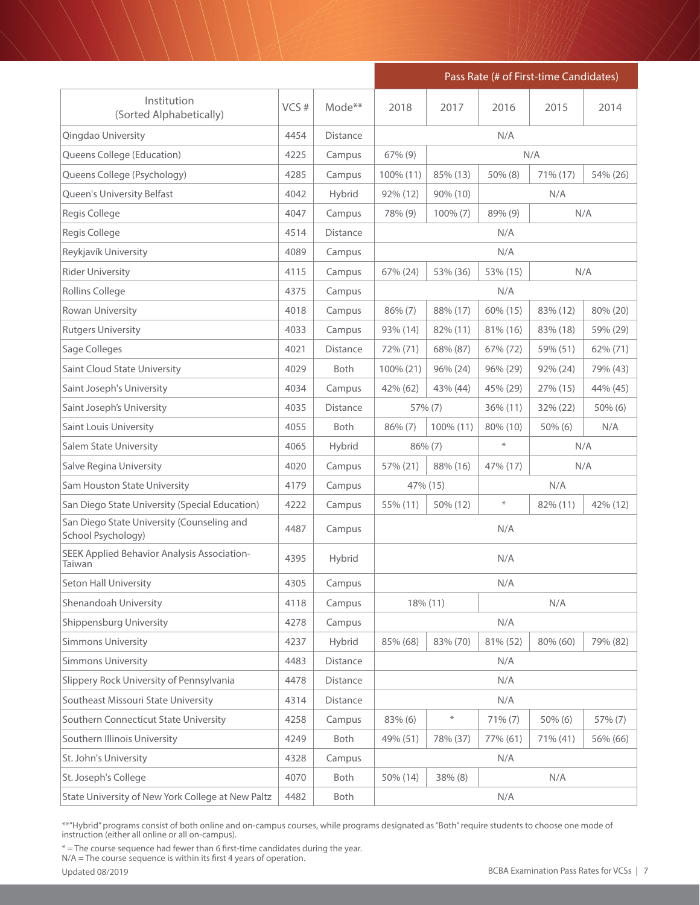| Institution (Sorted Alphabetically) | VCS # | Mode** | Pass Rate (# of First-time Candidates) 2018 | 2017 | 2016 | 2015 | 2014 |
|---|---|---|---|---|---|---|---|
| Qingdao University | 4454 | Distance | N/A | | | | |
| Queens College (Education) | 4225 | Campus | 67% (9) | N/A | | | |
| Queens College (Psychology) | 4285 | Campus | 100% (11) | 85% (13) | 50% (8) | 71% (17) | 54% (26) |
| Queen's University Belfast | 4042 | Hybrid | 92% (12) | 90% (10) | N/A | | |
| Regis College | 4047 | Campus | 78% (9) | 100% (7) | 89% (9) | N/A | |
| Regis College | 4514 | Distance | N/A | | | | |
| Reykjavík University | 4089 | Campus | N/A | | | | |
| Rider University | 4115 | Campus | 67% (24) | 53% (36) | 53% (15) | N/A | |
| Rollins College | 4375 | Campus | N/A | | | | |
| Rowan University | 4018 | Campus | 86% (7) | 88% (17) | 60% (15) | 83% (12) | 80% (20) |
| Rutgers University | 4033 | Campus | 93% (14) | 82% (11) | 81% (16) | 83% (18) | 59% (29) |
| Sage Colleges | 4021 | Distance | 72% (71) | 68% (87) | 67% (72) | 59% (51) | 62% (71) |
| Saint Cloud State University | 4029 | Both | 100% (21) | 96% (24) | 96% (29) | 92% (24) | 79% (43) |
| Saint Joseph's University | 4034 | Campus | 42% (62) | 43% (44) | 45% (29) | 27% (15) | 44% (45) |
| Saint Joseph's University | 4035 | Distance | 57% (7) | | 36% (11) | 32% (22) | 50% (6) |
| Saint Louis University | 4055 | Both | 86% (7) | 100% (11) | 80% (10) | 50% (6) | N/A |
| Salem State University | 4065 | Hybrid | 86% (7) | | * | N/A | |
| Salve Regina University | 4020 | Campus | 57% (21) | 88% (16) | 47% (17) | N/A | |
| Sam Houston State University | 4179 | Campus | 47% (15) | | N/A | | |
| San Diego State University (Special Education) | 4222 | Campus | 55% (11) | 50% (12) | * | 82% (11) | 42% (12) |
| San Diego State University (Counseling and School Psychology) | 4487 | Campus | N/A | | | | |
| SEEK Applied Behavior Analysis Association-Taiwan | 4395 | Hybrid | N/A | | | | |
| Seton Hall University | 4305 | Campus | N/A | | | | |
| Shenandoah University | 4118 | Campus | 18% (11) | | N/A | | |
| Shippensburg University | 4278 | Campus | N/A | | | | |
| Simmons University | 4237 | Hybrid | 85% (68) | 83% (70) | 81% (52) | 80% (60) | 79% (82) |
| Simmons University | 4483 | Distance | N/A | | | | |
| Slippery Rock University of Pennsylvania | 4478 | Distance | N/A | | | | |
| Southeast Missouri State University | 4314 | Distance | N/A | | | | |
| Southern Connecticut State University | 4258 | Campus | 83% (6) | * | 71% (7) | 50% (6) | 57% (7) |
| Southern Illinois University | 4249 | Both | 49% (51) | 78% (37) | 77% (61) | 71% (41) | 56% (66) |
| St. John's University | 4328 | Campus | N/A | | | | |
| St. Joseph's College | 4070 | Both | 50% (14) | 38% (8) | N/A | | |
| State University of New York College at New Paltz | 4482 | Both | N/A | | | | |

**"Hybrid" programs consist of both online and on-campus courses, while programs designated as "Both" require students to choose one mode of instruction (either all online or all on-campus).

* = The course sequence had fewer than 6 first-time candidates during the year.
N/A = The course sequence is within its first 4 years of operation.

Updated 08/2019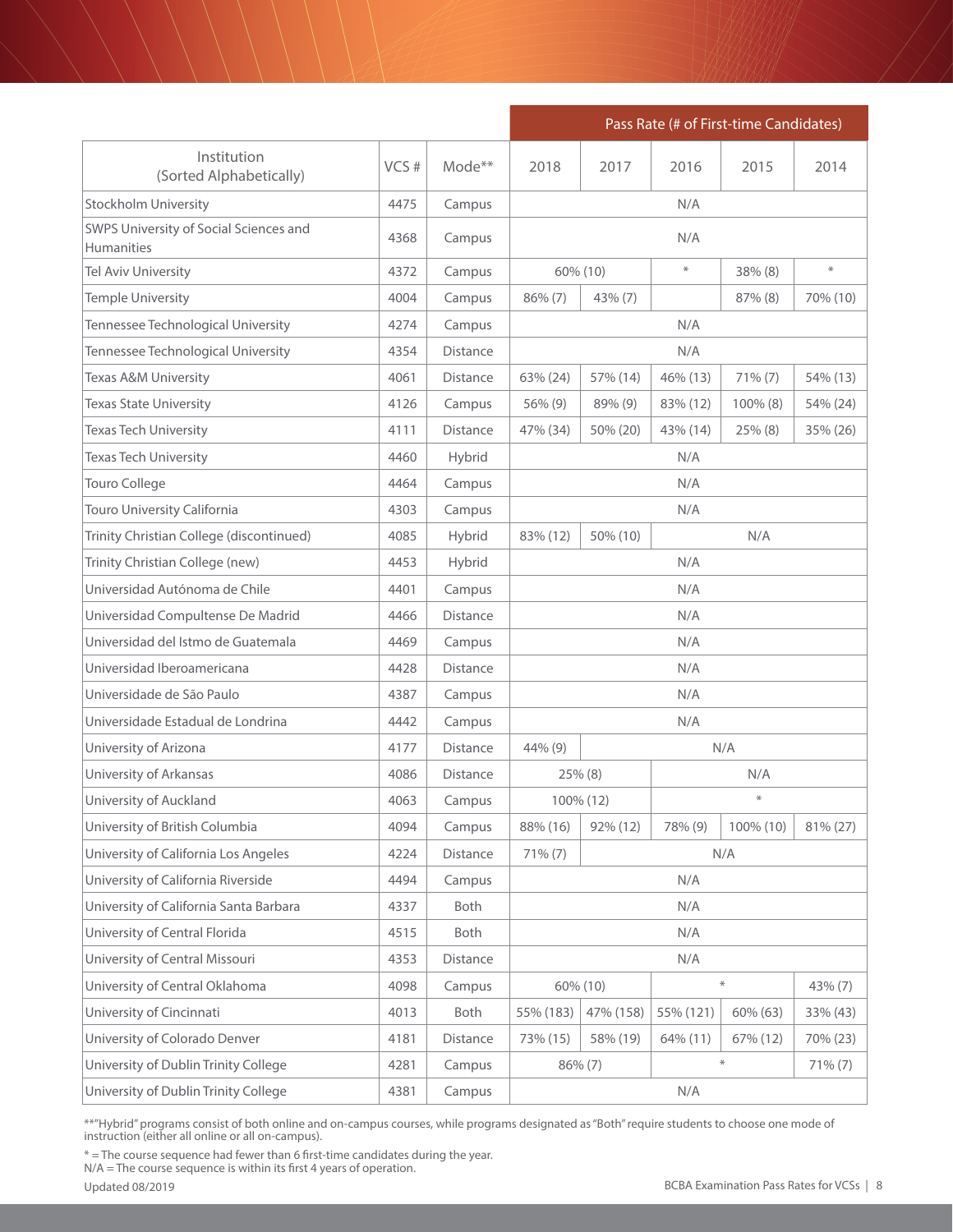| Institution (Sorted Alphabetically) | VCS # | Mode** | Pass Rate (# of First-time Candidates) | | | | |
|---|---|---|---|---|---|---|---|
| | | | 2018 | 2017 | 2016 | 2015 | 2014 |
| Stockholm University | 4475 | Campus | N/A | | | | |
| SWPS University of Social Sciences and Humanities | 4368 | Campus | N/A | | | | |
| Tel Aviv University | 4372 | Campus | 60% (10) | | * | 38% (8) | * |
| Temple University | 4004 | Campus | 86% (7) | 43% (7) | | 87% (8) | 70% (10) |
| Tennessee Technological University | 4274 | Campus | N/A | | | | |
| Tennessee Technological University | 4354 | Distance | N/A | | | | |
| Texas A&M University | 4061 | Distance | 63% (24) | 57% (14) | 46% (13) | 71% (7) | 54% (13) |
| Texas State University | 4126 | Campus | 56% (9) | 89% (9) | 83% (12) | 100% (8) | 54% (24) |
| Texas Tech University | 4111 | Distance | 47% (34) | 50% (20) | 43% (14) | 25% (8) | 35% (26) |
| Texas Tech University | 4460 | Hybrid | N/A | | | | |
| Touro College | 4464 | Campus | N/A | | | | |
| Touro University California | 4303 | Campus | N/A | | | | |
| Trinity Christian College (discontinued) | 4085 | Hybrid | 83% (12) | 50% (10) | N/A | | |
| Trinity Christian College (new) | 4453 | Hybrid | N/A | | | | |
| Universidad Autónoma de Chile | 4401 | Campus | N/A | | | | |
| Universidad Compultense De Madrid | 4466 | Distance | N/A | | | | |
| Universidad del Istmo de Guatemala | 4469 | Campus | N/A | | | | |
| Universidad Iberoamericana | 4428 | Distance | N/A | | | | |
| Universidade de São Paulo | 4387 | Campus | N/A | | | | |
| Universidade Estadual de Londrina | 4442 | Campus | N/A | | | | |
| University of Arizona | 4177 | Distance | 44% (9) | N/A | | | |
| University of Arkansas | 4086 | Distance | 25% (8) | | N/A | | |
| University of Auckland | 4063 | Campus | 100% (12) | | * | | |
| University of British Columbia | 4094 | Campus | 88% (16) | 92% (12) | 78% (9) | 100% (10) | 81% (27) |
| University of California Los Angeles | 4224 | Distance | 71% (7) | N/A | | | |
| University of California Riverside | 4494 | Campus | N/A | | | | |
| University of California Santa Barbara | 4337 | Both | N/A | | | | |
| University of Central Florida | 4515 | Both | N/A | | | | |
| University of Central Missouri | 4353 | Distance | N/A | | | | |
| University of Central Oklahoma | 4098 | Campus | 60% (10) | | * | | 43% (7) |
| University of Cincinnati | 4013 | Both | 55% (183) | 47% (158) | 55% (121) | 60% (63) | 33% (43) |
| University of Colorado Denver | 4181 | Distance | 73% (15) | 58% (19) | 64% (11) | 67% (12) | 70% (23) |
| University of Dublin Trinity College | 4281 | Campus | 86% (7) | | * | | 71% (7) |
| University of Dublin Trinity College | 4381 | Campus | N/A | | | | |

**"Hybrid" programs consist of both online and on-campus courses, while programs designated as "Both" require students to choose one mode of instruction (either all online or all on-campus).

* = The course sequence had fewer than 6 first-time candidates during the year.
N/A = The course sequence is within its first 4 years of operation.

Updated 08/2019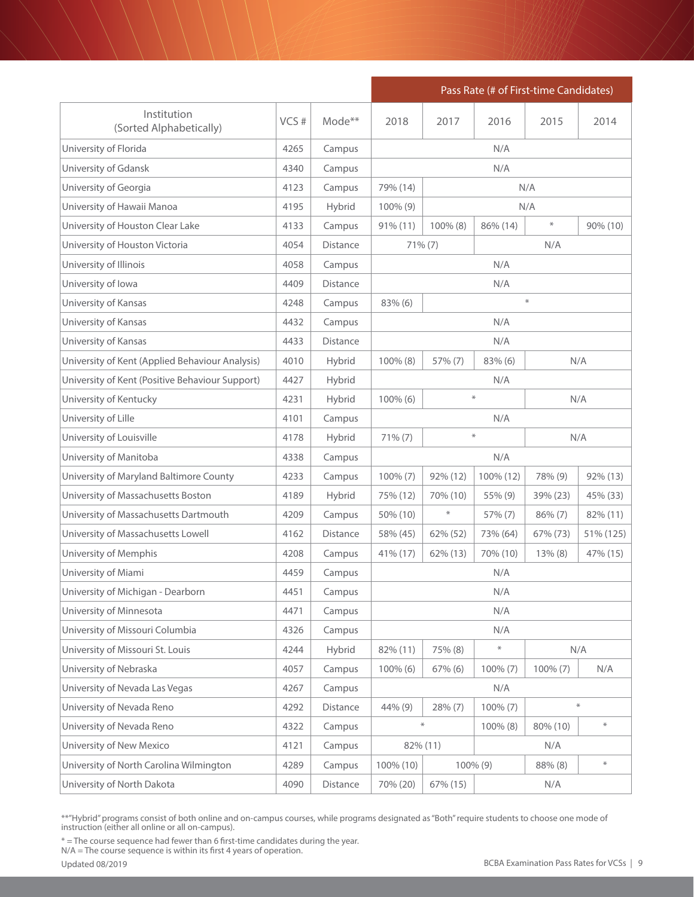| Institution (Sorted Alphabetically) | VCS # | Mode** | Pass Rate (# of First-time Candidates) | | | | |
|---|---|---|---|---|---|---|---|
| | | | 2018 | 2017 | 2016 | 2015 | 2014 |
| University of Florida | 4265 | Campus | N/A | | | | |
| University of Gdansk | 4340 | Campus | N/A | | | | |
| University of Georgia | 4123 | Campus | 79% (14) | N/A | | | |
| University of Hawaii Manoa | 4195 | Hybrid | 100% (9) | N/A | | | |
| University of Houston Clear Lake | 4133 | Campus | 91% (11) | 100% (8) | 86% (14) | * | 90% (10) |
| University of Houston Victoria | 4054 | Distance | 71% (7) | | N/A | | |
| University of Illinois | 4058 | Campus | N/A | | | | |
| University of Iowa | 4409 | Distance | N/A | | | | |
| University of Kansas | 4248 | Campus | 83% (6) | * | | | |
| University of Kansas | 4432 | Campus | N/A | | | | |
| University of Kansas | 4433 | Distance | N/A | | | | |
| University of Kent (Applied Behaviour Analysis) | 4010 | Hybrid | 100% (8) | 57% (7) | 83% (6) | N/A | |
| University of Kent (Positive Behaviour Support) | 4427 | Hybrid | N/A | | | | |
| University of Kentucky | 4231 | Hybrid | 100% (6) | * | | N/A | |
| University of Lille | 4101 | Campus | N/A | | | | |
| University of Louisville | 4178 | Hybrid | 71% (7) | * | | N/A | |
| University of Manitoba | 4338 | Campus | N/A | | | | |
| University of Maryland Baltimore County | 4233 | Campus | 100% (7) | 92% (12) | 100% (12) | 78% (9) | 92% (13) |
| University of Massachusetts Boston | 4189 | Hybrid | 75% (12) | 70% (10) | 55% (9) | 39% (23) | 45% (33) |
| University of Massachusetts Dartmouth | 4209 | Campus | 50% (10) | * | 57% (7) | 86% (7) | 82% (11) |
| University of Massachusetts Lowell | 4162 | Distance | 58% (45) | 62% (52) | 73% (64) | 67% (73) | 51% (125) |
| University of Memphis | 4208 | Campus | 41% (17) | 62% (13) | 70% (10) | 13% (8) | 47% (15) |
| University of Miami | 4459 | Campus | N/A | | | | |
| University of Michigan - Dearborn | 4451 | Campus | N/A | | | | |
| University of Minnesota | 4471 | Campus | N/A | | | | |
| University of Missouri Columbia | 4326 | Campus | N/A | | | | |
| University of Missouri St. Louis | 4244 | Hybrid | 82% (11) | 75% (8) | * | N/A | |
| University of Nebraska | 4057 | Campus | 100% (6) | 67% (6) | 100% (7) | 100% (7) | N/A |
| University of Nevada Las Vegas | 4267 | Campus | N/A | | | | |
| University of Nevada Reno | 4292 | Distance | 44% (9) | 28% (7) | 100% (7) | * | |
| University of Nevada Reno | 4322 | Campus | * | | 100% (8) | 80% (10) | * |
| University of New Mexico | 4121 | Campus | 82% (11) | | N/A | | |
| University of North Carolina Wilmington | 4289 | Campus | 100% (10) | 100% (9) | | 88% (8) | * |
| University of North Dakota | 4090 | Distance | 70% (20) | 67% (15) | N/A | | |

**"Hybrid" programs consist of both online and on-campus courses, while programs designated as "Both" require students to choose one mode of instruction (either all online or all on-campus).

* = The course sequence had fewer than 6 first-time candidates during the year.
N/A = The course sequence is within its first 4 years of operation.

Updated 08/2019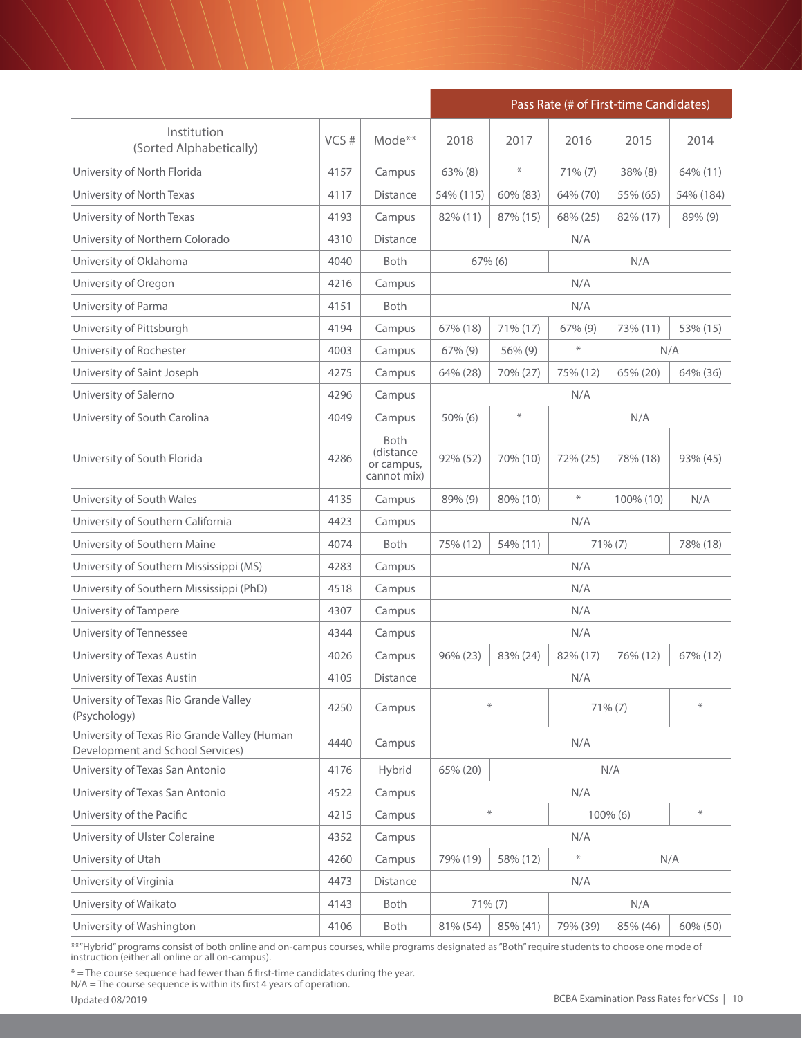| Institution (Sorted Alphabetically) | VCS # | Mode** | Pass Rate (# of First-time Candidates) | | | | |
|---|---|---|---|---|---|---|---|
| | | | 2018 | 2017 | 2016 | 2015 | 2014 |
| University of North Florida | 4157 | Campus | 63% (8) | * | 71% (7) | 38% (8) | 64% (11) |
| University of North Texas | 4117 | Distance | 54% (115) | 60% (83) | 64% (70) | 55% (65) | 54% (184) |
| University of North Texas | 4193 | Campus | 82% (11) | 87% (15) | 68% (25) | 82% (17) | 89% (9) |
| University of Northern Colorado | 4310 | Distance | N/A | | | | |
| University of Oklahoma | 4040 | Both | 67% (6) | | N/A | | |
| University of Oregon | 4216 | Campus | N/A | | | | |
| University of Parma | 4151 | Both | N/A | | | | |
| University of Pittsburgh | 4194 | Campus | 67% (18) | 71% (17) | 67% (9) | 73% (11) | 53% (15) |
| University of Rochester | 4003 | Campus | 67% (9) | 56% (9) | * | N/A | |
| University of Saint Joseph | 4275 | Campus | 64% (28) | 70% (27) | 75% (12) | 65% (20) | 64% (36) |
| University of Salerno | 4296 | Campus | N/A | | | | |
| University of South Carolina | 4049 | Campus | 50% (6) | * | N/A | | |
| University of South Florida | 4286 | Both (distance or campus, cannot mix) | 92% (52) | 70% (10) | 72% (25) | 78% (18) | 93% (45) |
| University of South Wales | 4135 | Campus | 89% (9) | 80% (10) | * | 100% (10) | N/A |
| University of Southern California | 4423 | Campus | N/A | | | | |
| University of Southern Maine | 4074 | Both | 75% (12) | 54% (11) | 71% (7) | | 78% (18) |
| University of Southern Mississippi (MS) | 4283 | Campus | N/A | | | | |
| University of Southern Mississippi (PhD) | 4518 | Campus | N/A | | | | |
| University of Tampere | 4307 | Campus | N/A | | | | |
| University of Tennessee | 4344 | Campus | N/A | | | | |
| University of Texas Austin | 4026 | Campus | 96% (23) | 83% (24) | 82% (17) | 76% (12) | 67% (12) |
| University of Texas Austin | 4105 | Distance | N/A | | | | |
| University of Texas Rio Grande Valley (Psychology) | 4250 | Campus | * | | 71% (7) | | * |
| University of Texas Rio Grande Valley (Human Development and School Services) | 4440 | Campus | N/A | | | | |
| University of Texas San Antonio | 4176 | Hybrid | 65% (20) | N/A | | | |
| University of Texas San Antonio | 4522 | Campus | N/A | | | | |
| University of the Pacific | 4215 | Campus | * | | 100% (6) | | * |
| University of Ulster Coleraine | 4352 | Campus | N/A | | | | |
| University of Utah | 4260 | Campus | 79% (19) | 58% (12) | * | N/A | |
| University of Virginia | 4473 | Distance | N/A | | | | |
| University of Waikato | 4143 | Both | 71% (7) | | N/A | | |
| University of Washington | 4106 | Both | 81% (54) | 85% (41) | 79% (39) | 85% (46) | 60% (50) |

**"Hybrid" programs consist of both online and on-campus courses, while programs designated as "Both" require students to choose one mode of instruction (either all online or all on-campus).

* = The course sequence had fewer than 6 first-time candidates during the year.
N/A = The course sequence is within its first 4 years of operation.

Updated 08/2019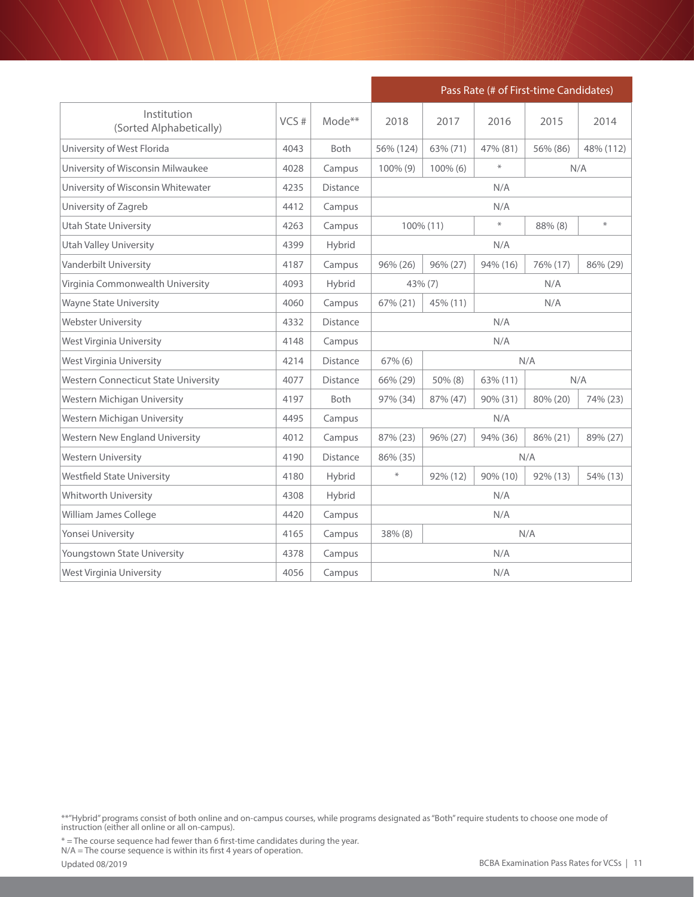| | | | Pass Rate (# of First-time Candidates) | | | | |
|---|---|---|---|---|---|---|---|
| Institution (Sorted Alphabetically) | VCS # | Mode** | 2018 | 2017 | 2016 | 2015 | 2014 |
| University of West Florida | 4043 | Both | 56% (124) | 63% (71) | 47% (81) | 56% (86) | 48% (112) |
| University of Wisconsin Milwaukee | 4028 | Campus | 100% (9) | 100% (6) | * | N/A | |
| University of Wisconsin Whitewater | 4235 | Distance | N/A | | | | |
| University of Zagreb | 4412 | Campus | N/A | | | | |
| Utah State University | 4263 | Campus | 100% (11) | | * | 88% (8) | * |
| Utah Valley University | 4399 | Hybrid | N/A | | | | |
| Vanderbilt University | 4187 | Campus | 96% (26) | 96% (27) | 94% (16) | 76% (17) | 86% (29) |
| Virginia Commonwealth University | 4093 | Hybrid | 43% (7) | | N/A | | |
| Wayne State University | 4060 | Campus | 67% (21) | 45% (11) | N/A | | |
| Webster University | 4332 | Distance | N/A | | | | |
| West Virginia University | 4148 | Campus | N/A | | | | |
| West Virginia University | 4214 | Distance | 67% (6) | N/A | | | |
| Western Connecticut State University | 4077 | Distance | 66% (29) | 50% (8) | 63% (11) | N/A | |
| Western Michigan University | 4197 | Both | 97% (34) | 87% (47) | 90% (31) | 80% (20) | 74% (23) |
| Western Michigan University | 4495 | Campus | N/A | | | | |
| Western New England University | 4012 | Campus | 87% (23) | 96% (27) | 94% (36) | 86% (21) | 89% (27) |
| Western University | 4190 | Distance | 86% (35) | N/A | | | |
| Westfield State University | 4180 | Hybrid | * | 92% (12) | 90% (10) | 92% (13) | 54% (13) |
| Whitworth University | 4308 | Hybrid | N/A | | | | |
| William James College | 4420 | Campus | N/A | | | | |
| Yonsei University | 4165 | Campus | 38% (8) | N/A | | | |
| Youngstown State University | 4378 | Campus | N/A | | | | |
| West Virginia University | 4056 | Campus | N/A | | | | |

**"Hybrid" programs consist of both online and on-campus courses, while programs designated as "Both" require students to choose one mode of instruction (either all online or all on-campus).

* = The course sequence had fewer than 6 first-time candidates during the year.
N/A = The course sequence is within its first 4 years of operation.

Updated 08/2019